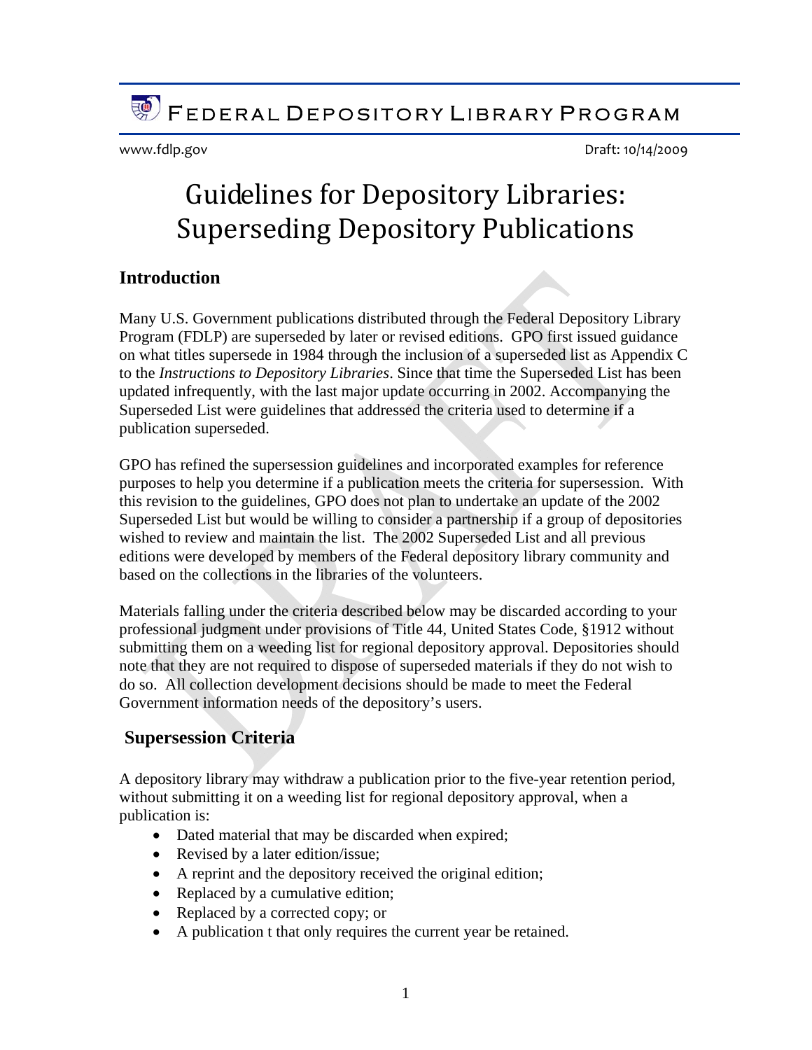Federal Depository Library Program

www.fdlp.gov Draft: 10/14/2009

# Guidelines for Depository Libraries: Superseding Depository Publications

## Introduction

Many U.S. Government publications distributed through the Federal Depository Library Program (FDLP) are superseded by later or revised editions. GPO first issued guidance on what titles supersede in 1984 through the inclusion of a superseded list as Appendix C to the *Instructions to Depository Libraries*. Since that time the Superseded List has been updated infrequently, with the last major update occurring in 2002. Accompanying the Superseded List were guidelines that addressed the criteria used to determine if a publication superseded.

GPO has refined the supersession guidelines and incorporated examples for reference purposes to help you determine if a publication meets the criteria for supersession. With this revision to the guidelines, GPO does not plan to undertake an update of the 2002 Superseded List but would be willing to consider a partnership if a group of depositories wished to review and maintain the list. The 2002 Superseded List and all previous editions were developed by members of the Federal depository library community and based on the collections in the libraries of the volunteers.

Materials falling under the criteria described below may be discarded according to your professional judgment under provisions of Title 44, United States Code, §1912 without submitting them on a weeding list for regional depository approval. Depositories should note that they are not required to dispose of superseded materials if they do not wish to do so. All collection development decisions should be made to meet the Federal Government information needs of the depository's users.

## Supersession Criteria

A depository library may withdraw a publication prior to the five-year retention period, without submitting it on a weeding list for regional depository approval, when a publication is:

- Dated material that may be discarded when expired;
- Revised by a later edition/issue;
- A reprint and the depository received the original edition;
- Replaced by a cumulative edition;
- Replaced by a corrected copy; or
- A publication t that only requires the current year be retained.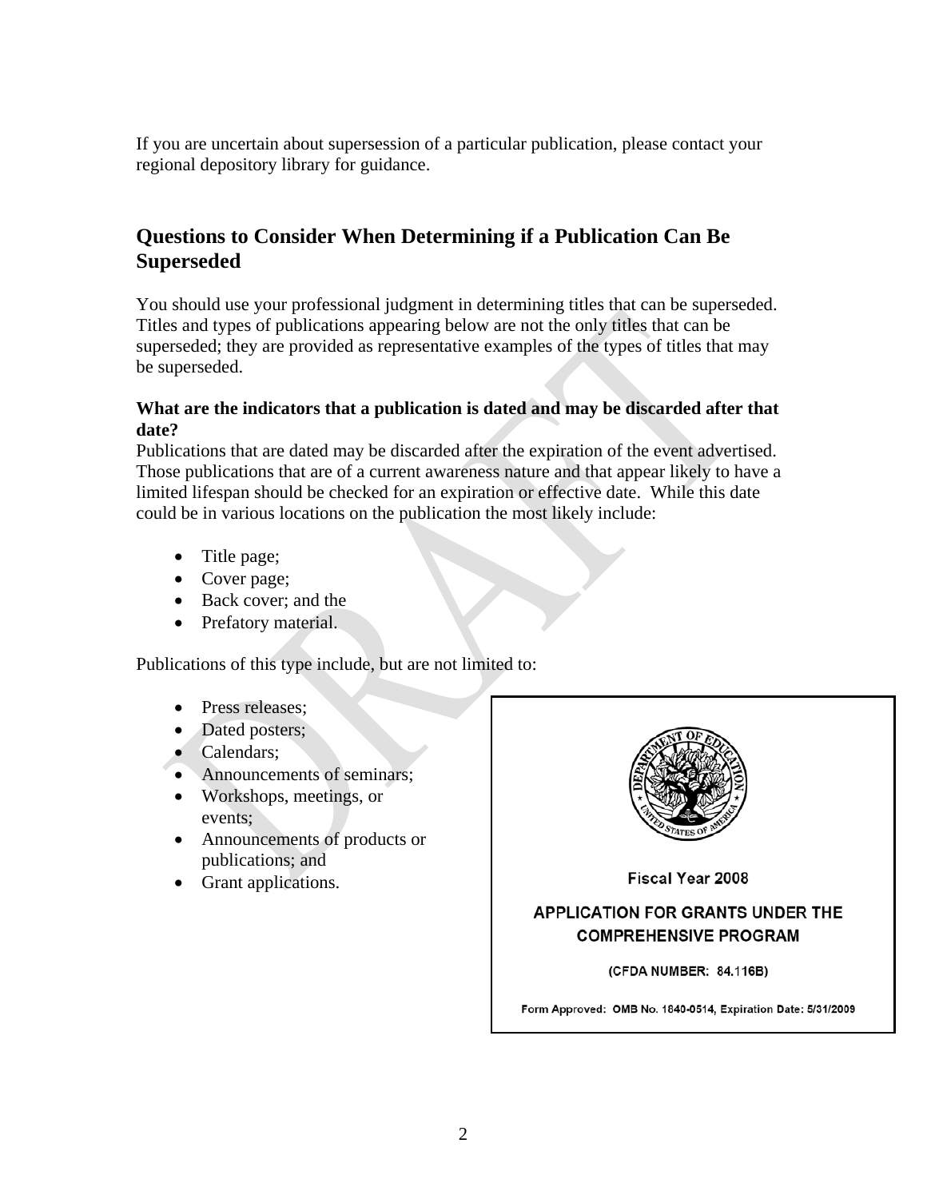If you are uncertain about supersession of a particular publication, please contact your regional depository library for guidance.

## Questions to Consider When Determining if a Publication Can Be Superseded

You should use your professional judgment in determining titles that can be superseded. Titles and types of publications appearing below are not the only titles that can be superseded; they are provided as representative examples of the types of titles that may be superseded.

**What are the indicators that a publication is dated and may be discarded after that date?**

Publications that are dated may be discarded after the expiration of the event advertised. Those publications that are of a current awareness nature and that appear likely to have a limited lifespan should be checked for an expiration or effective date. While this date could be in various locations on the publication the most likely include:

- Title page;
- Cover page;
- Back cover; and the
- Prefatory material.

Publications of this type include, but are not limited to:

- Press releases;
- Dated posters;
- Calendars;
- Announcements of seminars;
- Workshops, meetings, or events;
- Announcements of products or publications; and
- Grant applications.

Fiscal Year 2008

APPLICATION FOR GRANTS UNDER THE COMPREHENSIVE PROGRAM

(CFDA NUMBER: 84.116B)

Form Approved: OMB No. 1840-0514, Expiration Date: 5/31/2009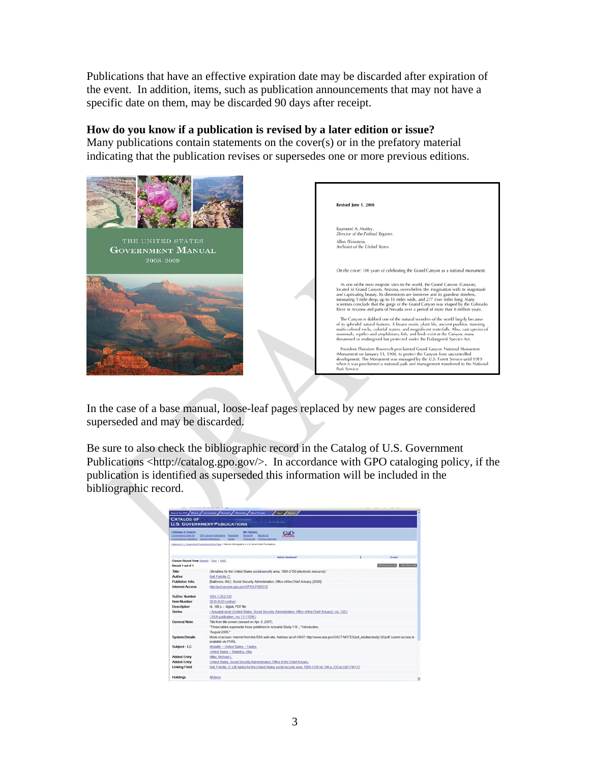Publications that have an effective expiration date may be discarded after expiration of the event. In addition, items, such as publication announcements that may not have a specific date on them, may be discarded 90 days after receipt.

**How do you know if a publication is revised by a later edition or issue?**
Many publications contain statements on the cover(s) or in the prefatory material indicating that the publication revises or supersedes one or more previous editions.

In the case of a base manual, loose-leaf pages replaced by new pages are considered superseded and may be discarded.

Be sure to also check the bibliographic record in the Catalog of U.S. Government Publications <http://catalog.gpo.gov/>. In accordance with GPO cataloging policy, if the publication is identified as superseded this information will be included in the bibliographic record.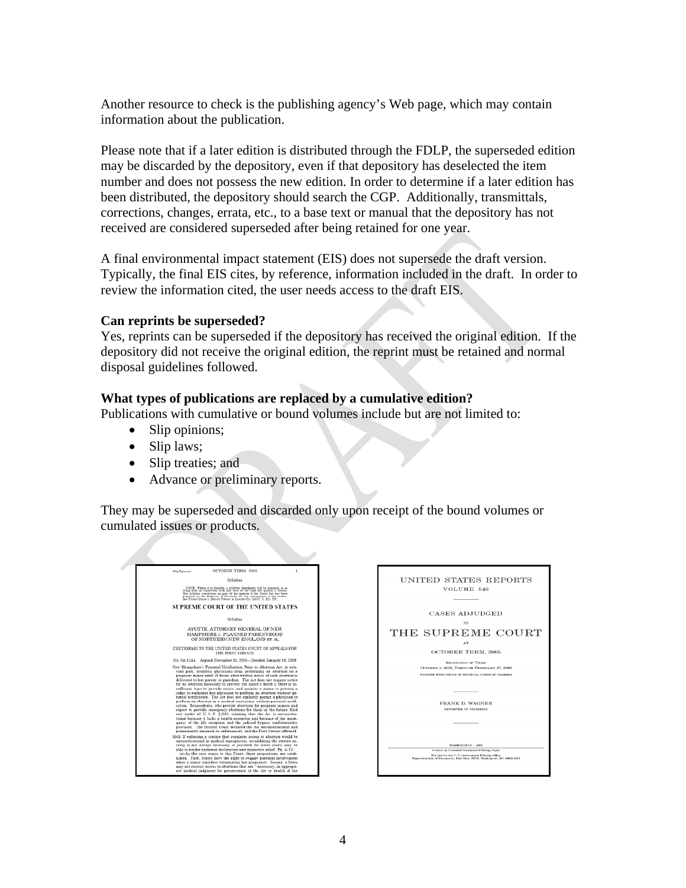Another resource to check is the publishing agency's Web page, which may contain information about the publication.

Please note that if a later edition is distributed through the FDLP, the superseded edition may be discarded by the depository, even if that depository has deselected the item number and does not possess the new edition. In order to determine if a later edition has been distributed, the depository should search the CGP. Additionally, transmittals, corrections, changes, errata, etc., to a base text or manual that the depository has not received are considered superseded after being retained for one year.

A final environmental impact statement (EIS) does not supersede the draft version. Typically, the final EIS cites, by reference, information included in the draft. In order to review the information cited, the user needs access to the draft EIS.

**Can reprints be superseded?**

Yes, reprints can be superseded if the depository has received the original edition. If the depository did not receive the original edition, the reprint must be retained and normal disposal guidelines followed.

**What types of publications are replaced by a cumulative edition?**

Publications with cumulative or bound volumes include but are not limited to:

- Slip opinions;
- Slip laws;
- Slip treaties; and
- Advance or preliminary reports.

They may be superseded and discarded only upon receipt of the bound volumes or cumulated issues or products.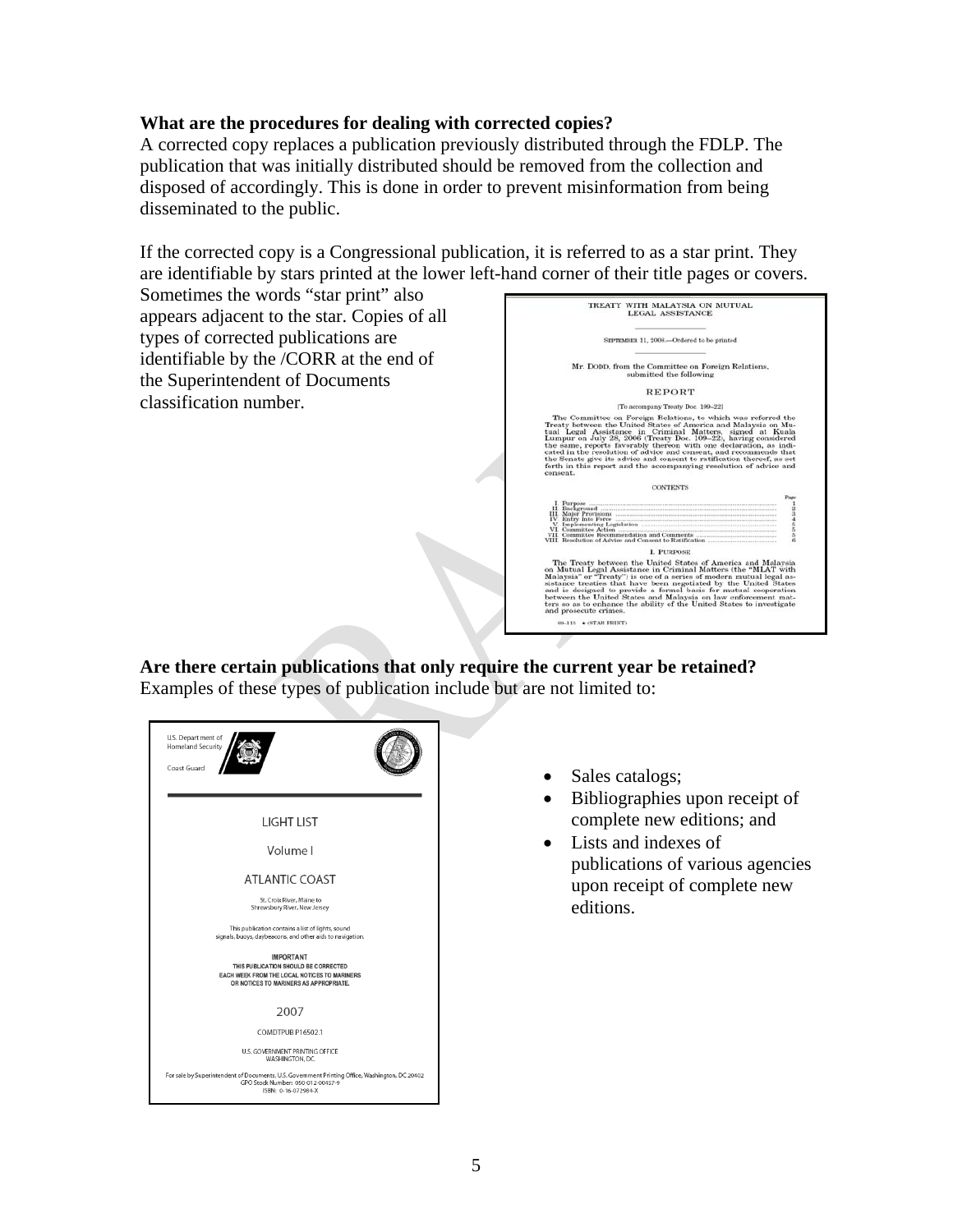**What are the procedures for dealing with corrected copies?**

A corrected copy replaces a publication previously distributed through the FDLP. The publication that was initially distributed should be removed from the collection and disposed of accordingly. This is done in order to prevent misinformation from being disseminated to the public.

If the corrected copy is a Congressional publication, it is referred to as a star print. They are identifiable by stars printed at the lower left-hand corner of their title pages or covers. Sometimes the words "star print" also appears adjacent to the star. Copies of all types of corrected publications are identifiable by the /CORR at the end of the Superintendent of Documents classification number.

**Are there certain publications that only require the current year be retained?**

Examples of these types of publication include but are not limited to:

- Sales catalogs;
- Bibliographies upon receipt of complete new editions; and
- Lists and indexes of publications of various agencies upon receipt of complete new editions.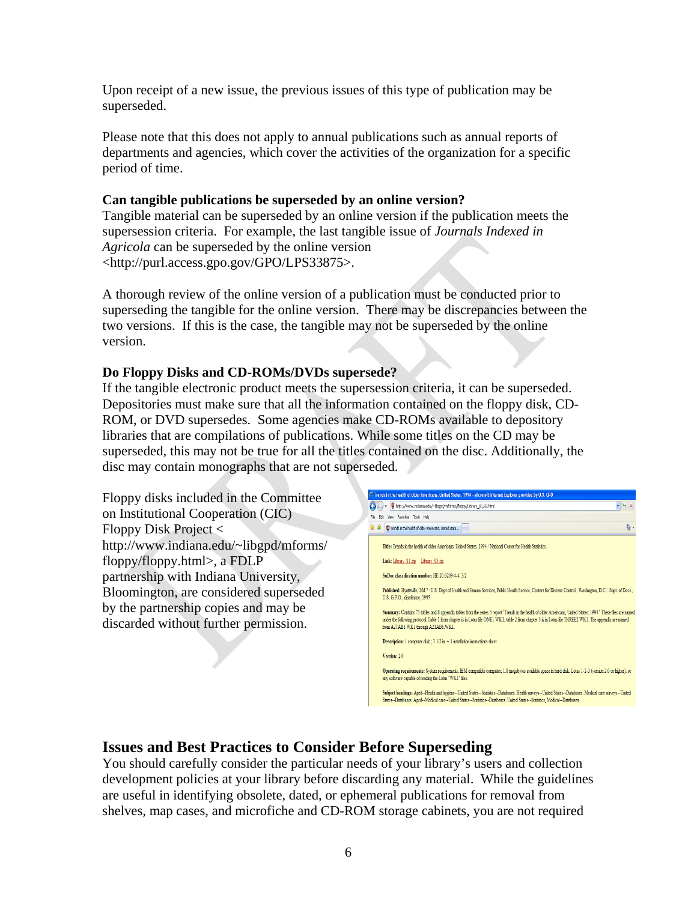Upon receipt of a new issue, the previous issues of this type of publication may be superseded.

Please note that this does not apply to annual publications such as annual reports of departments and agencies, which cover the activities of the organization for a specific period of time.

**Can tangible publications be superseded by an online version?**

Tangible material can be superseded by an online version if the publication meets the supersession criteria. For example, the last tangible issue of *Journals Indexed in Agricola* can be superseded by the online version <http://purl.access.gpo.gov/GPO/LPS33875>.

A thorough review of the online version of a publication must be conducted prior to superseding the tangible for the online version. There may be discrepancies between the two versions. If this is the case, the tangible may not be superseded by the online version.

**Do Floppy Disks and CD-ROMs/DVDs supersede?**

If the tangible electronic product meets the supersession criteria, it can be superseded. Depositories must make sure that all the information contained on the floppy disk, CD-ROM, or DVD supersedes. Some agencies make CD-ROMs available to depository libraries that are compilations of publications. While some titles on the CD may be superseded, this may not be true for all the titles contained on the disc. Additionally, the disc may contain monographs that are not superseded.

Floppy disks included in the Committee on Institutional Cooperation (CIC) Floppy Disk Project < http://www.indiana.edu/~libgpd/mforms/floppy/floppy.html>, a FDLP partnership with Indiana University, Bloomington, are considered superseded by the partnership copies and may be discarded without further permission.

## Issues and Best Practices to Consider Before Superseding

You should carefully consider the particular needs of your library's users and collection development policies at your library before discarding any material. While the guidelines are useful in identifying obsolete, dated, or ephemeral publications for removal from shelves, map cases, and microfiche and CD-ROM storage cabinets, you are not required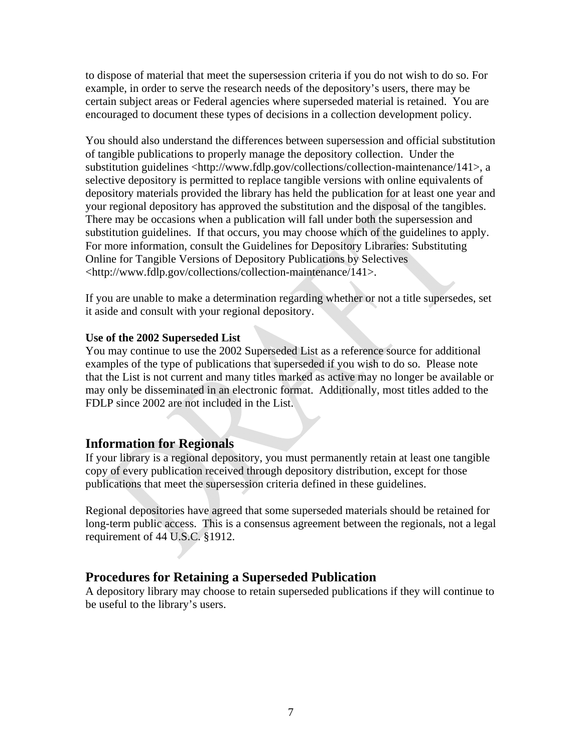to dispose of material that meet the supersession criteria if you do not wish to do so. For example, in order to serve the research needs of the depository's users, there may be certain subject areas or Federal agencies where superseded material is retained. You are encouraged to document these types of decisions in a collection development policy.

You should also understand the differences between supersession and official substitution of tangible publications to properly manage the depository collection. Under the substitution guidelines <http://www.fdlp.gov/collections/collection-maintenance/141>, a selective depository is permitted to replace tangible versions with online equivalents of depository materials provided the library has held the publication for at least one year and your regional depository has approved the substitution and the disposal of the tangibles. There may be occasions when a publication will fall under both the supersession and substitution guidelines. If that occurs, you may choose which of the guidelines to apply. For more information, consult the Guidelines for Depository Libraries: Substituting Online for Tangible Versions of Depository Publications by Selectives <http://www.fdlp.gov/collections/collection-maintenance/141>.

If you are unable to make a determination regarding whether or not a title supersedes, set it aside and consult with your regional depository.

**Use of the 2002 Superseded List**

You may continue to use the 2002 Superseded List as a reference source for additional examples of the type of publications that superseded if you wish to do so. Please note that the List is not current and many titles marked as active may no longer be available or may only be disseminated in an electronic format. Additionally, most titles added to the FDLP since 2002 are not included in the List.

## Information for Regionals

If your library is a regional depository, you must permanently retain at least one tangible copy of every publication received through depository distribution, except for those publications that meet the supersession criteria defined in these guidelines.

Regional depositories have agreed that some superseded materials should be retained for long-term public access. This is a consensus agreement between the regionals, not a legal requirement of 44 U.S.C. §1912.

## Procedures for Retaining a Superseded Publication

A depository library may choose to retain superseded publications if they will continue to be useful to the library's users.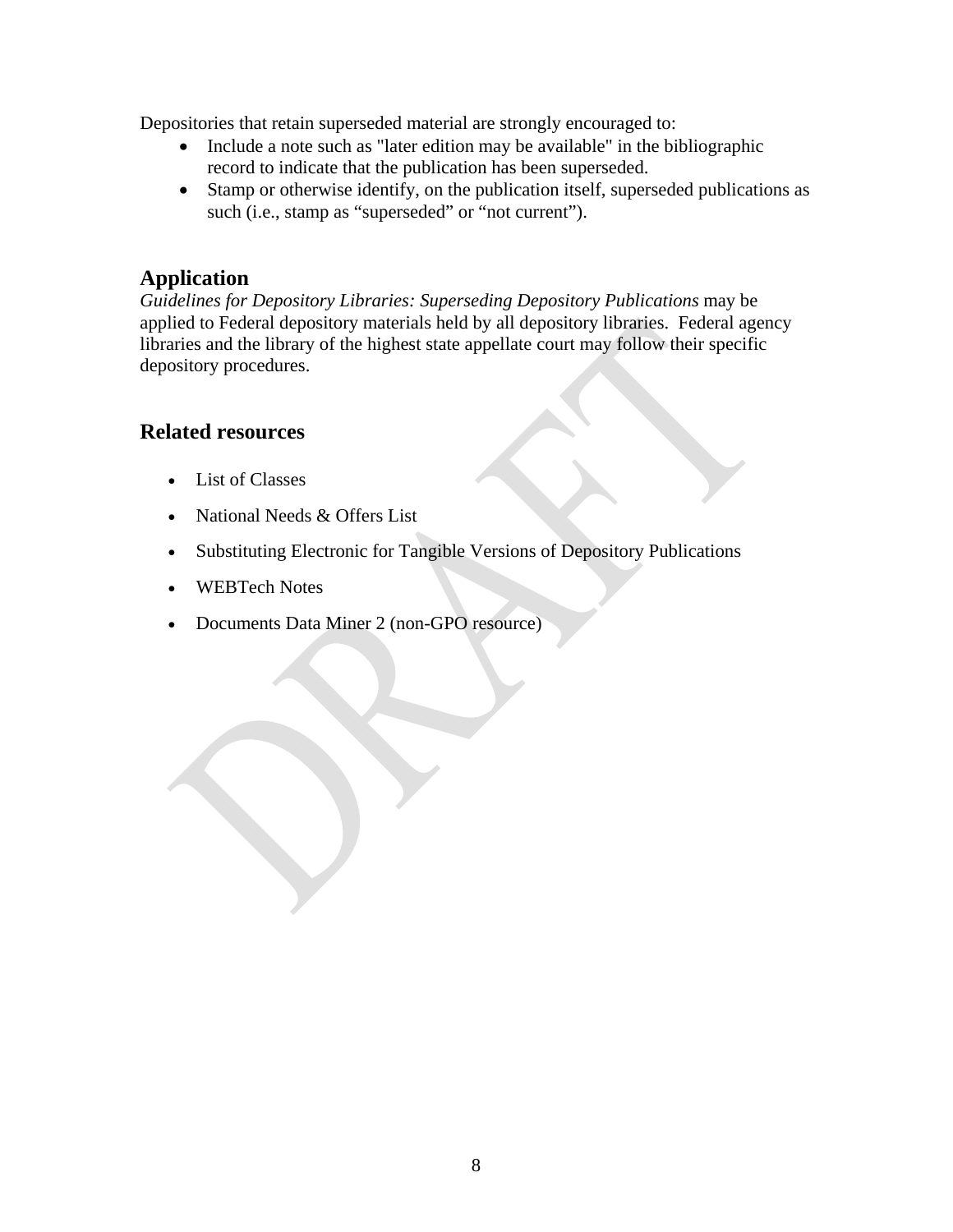Depositories that retain superseded material are strongly encouraged to:

- Include a note such as "later edition may be available" in the bibliographic record to indicate that the publication has been superseded.
- Stamp or otherwise identify, on the publication itself, superseded publications as such (i.e., stamp as "superseded" or "not current").

## Application

*Guidelines for Depository Libraries: Superseding Depository Publications* may be applied to Federal depository materials held by all depository libraries. Federal agency libraries and the library of the highest state appellate court may follow their specific depository procedures.

## Related resources

- List of Classes
- National Needs & Offers List
- Substituting Electronic for Tangible Versions of Depository Publications
- WEBTech Notes
- Documents Data Miner 2 (non-GPO resource)